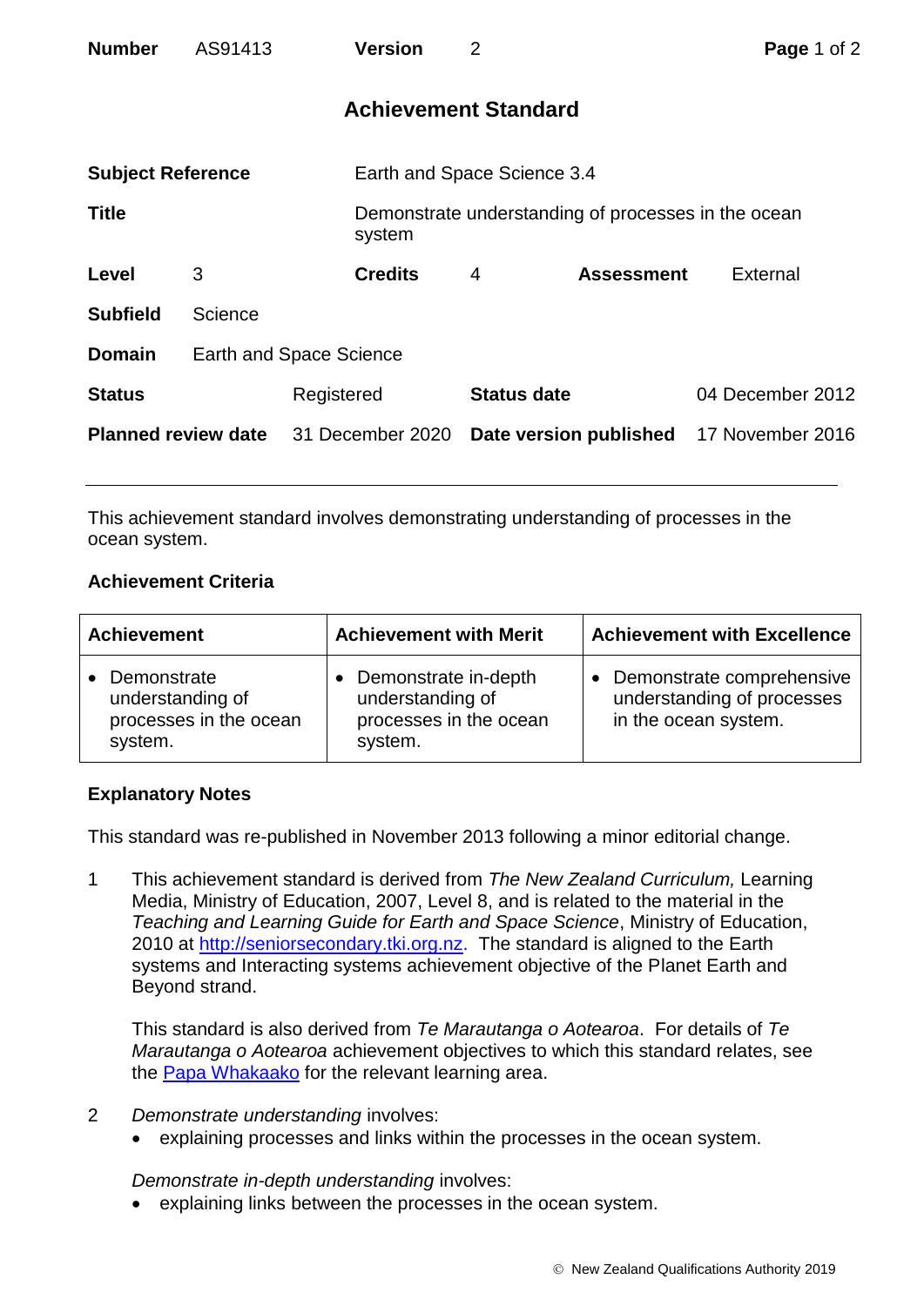| **Number** | AS91413 | **Version** | 2 |
|---|---|---|---|

## Achievement Standard

| | | | | | |
|---|---|---|---|---|---|
| **Subject Reference** | | Earth and Space Science 3.4 | | | |
| **Title** | | Demonstrate understanding of processes in the ocean system | | | |
| **Level** | 3 | **Credits** | 4 | **Assessment** | External |
| **Subfield** | Science | | | | |
| **Domain** | Earth and Space Science | | | | |
| **Status** | Registered | | **Status date** | | 04 December 2012 |
| **Planned review date** | 31 December 2020 | | **Date version published** | | 17 November 2016 |

This achievement standard involves demonstrating understanding of processes in the ocean system.

### Achievement Criteria

| Achievement | Achievement with Merit | Achievement with Excellence |
|---|---|---|
| • Demonstrate understanding of processes in the ocean system. | • Demonstrate in-depth understanding of processes in the ocean system. | • Demonstrate comprehensive understanding of processes in the ocean system. |

### Explanatory Notes

This standard was re-published in November 2013 following a minor editorial change.

1 This achievement standard is derived from *The New Zealand Curriculum,* Learning Media, Ministry of Education, 2007, Level 8, and is related to the material in the *Teaching and Learning Guide for Earth and Space Science*, Ministry of Education, 2010 at http://seniorsecondary.tki.org.nz. The standard is aligned to the Earth systems and Interacting systems achievement objective of the Planet Earth and Beyond strand.

   This standard is also derived from *Te Marautanga o Aotearoa*. For details of *Te Marautanga o Aotearoa* achievement objectives to which this standard relates, see the Papa Whakaako for the relevant learning area.

2 *Demonstrate understanding* involves:
   - explaining processes and links within the processes in the ocean system.

   *Demonstrate in-depth understanding* involves:
   - explaining links between the processes in the ocean system.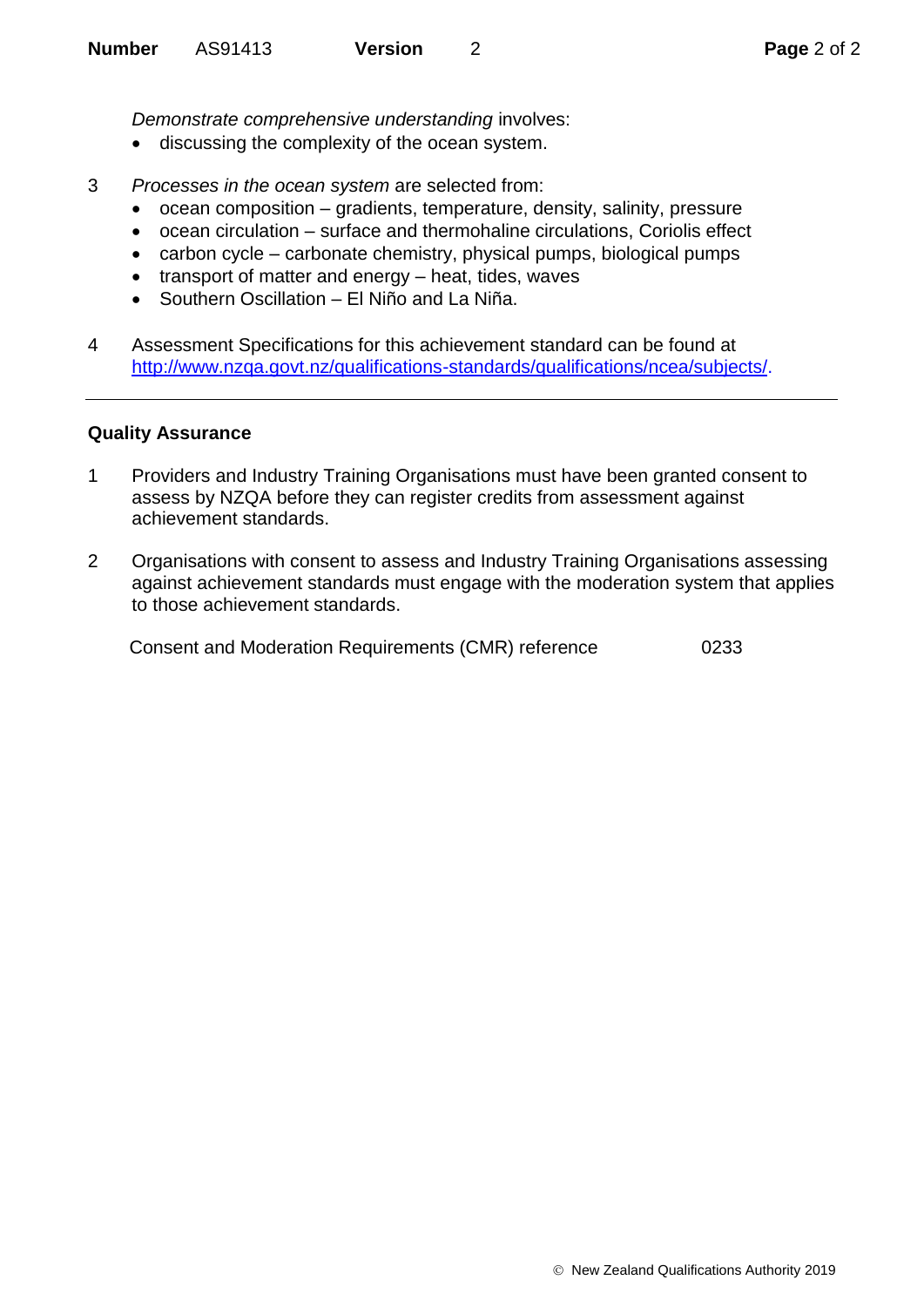*Demonstrate comprehensive understanding* involves:

- discussing the complexity of the ocean system.

3 *Processes in the ocean system* are selected from:

- ocean composition – gradients, temperature, density, salinity, pressure
- ocean circulation – surface and thermohaline circulations, Coriolis effect
- carbon cycle – carbonate chemistry, physical pumps, biological pumps
- transport of matter and energy – heat, tides, waves
- Southern Oscillation – El Niño and La Niña.

4 Assessment Specifications for this achievement standard can be found at http://www.nzqa.govt.nz/qualifications-standards/qualifications/ncea/subjects/.

---

**Quality Assurance**

1 Providers and Industry Training Organisations must have been granted consent to assess by NZQA before they can register credits from assessment against achievement standards.

2 Organisations with consent to assess and Industry Training Organisations assessing against achievement standards must engage with the moderation system that applies to those achievement standards.

Consent and Moderation Requirements (CMR) reference 0233

© New Zealand Qualifications Authority 2019